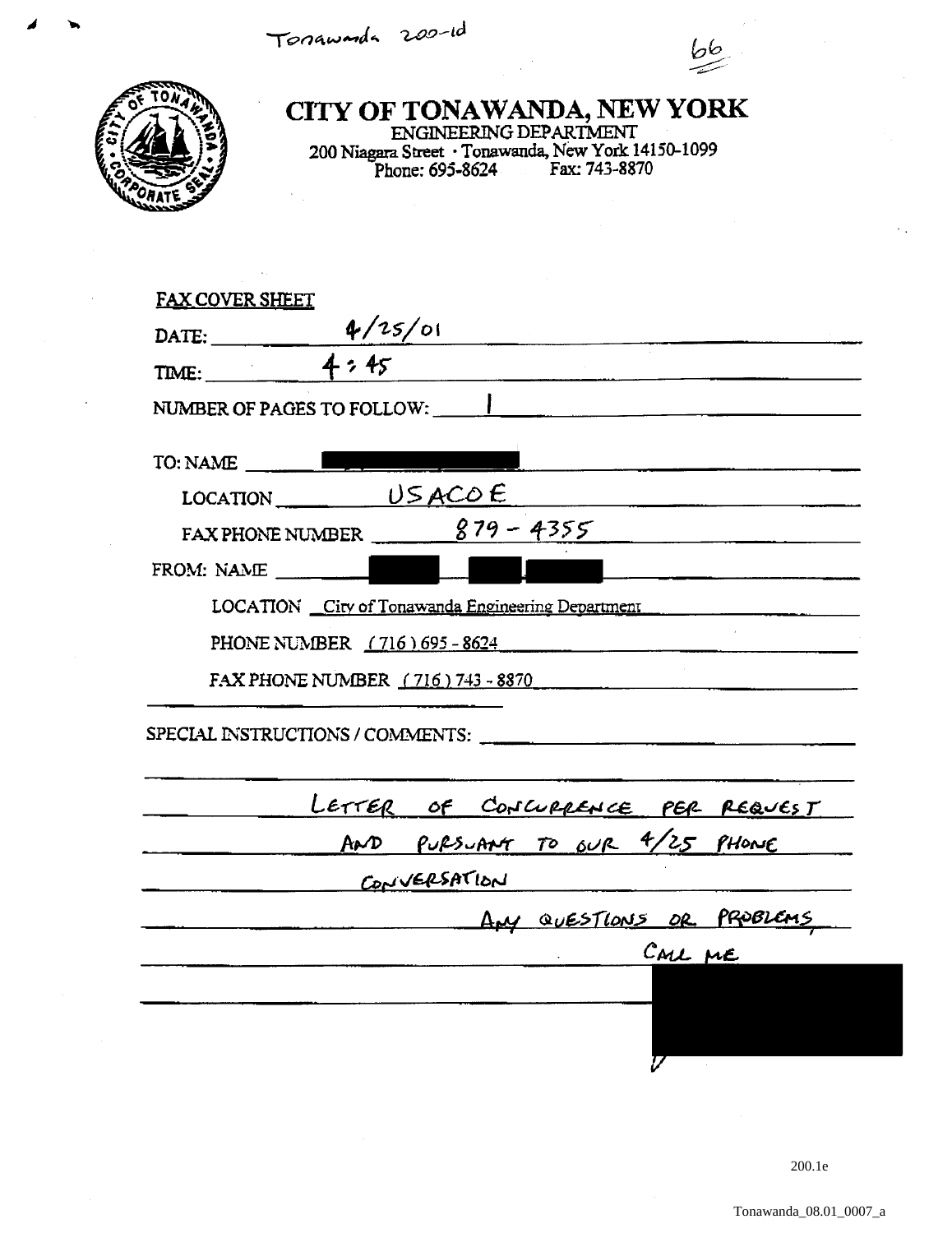Tonawanda 200-1d

66

# CITY OF TONAWANDA, NEW YORK

ENGINEERING DEPARTMENT
200 Niagara Street · Tonawanda, New York 14150-1099
Phone: 695-8624 Fax: 743-8870

**FAX COVER SHEET**

DATE: 4/25/01

TIME: 4:45

NUMBER OF PAGES TO FOLLOW: 1

TO: NAME [REDACTED]

LOCATION USACOE

FAX PHONE NUMBER 879 - 4355

FROM: NAME [REDACTED]

LOCATION City of Tonawanda Engineering Department

PHONE NUMBER (716) 695 - 8624

FAX PHONE NUMBER (716) 743 - 8870

SPECIAL INSTRUCTIONS / COMMENTS:

LETTER OF CONCURRENCE PER REQUEST AND PURSUANT TO OUR 4/25 PHONE CONVERSATION

ANY QUESTIONS OR PROBLEMS, CALL ME

[REDACTED]

200.1e

Tonawanda_08.01_0007_a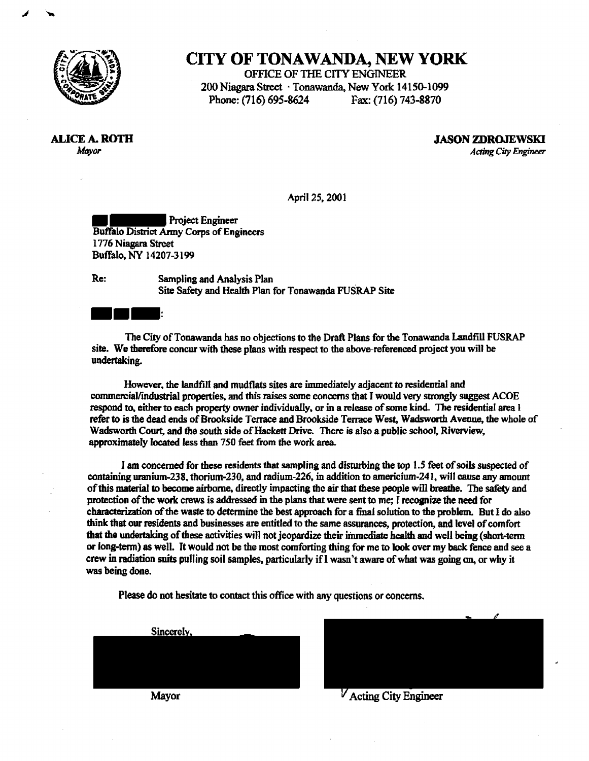# CITY OF TONAWANDA, NEW YORK

OFFICE OF THE CITY ENGINEER
200 Niagara Street · Tonawanda, New York 14150-1099
Phone: (716) 695-8624     Fax: (716) 743-8870

**ALICE A. ROTH**
*Mayor*

**JASON ZDROJEWSKI**
*Acting City Engineer*

April 25, 2001

Project Engineer
Buffalo District Army Corps of Engineers
1776 Niagara Street
Buffalo, NY 14207-3199

Re: Sampling and Analysis Plan
Site Safety and Health Plan for Tonawanda FUSRAP Site

:

The City of Tonawanda has no objections to the Draft Plans for the Tonawanda Landfill FUSRAP site. We therefore concur with these plans with respect to the above-referenced project you will be undertaking.

However, the landfill and mudflats sites are immediately adjacent to residential and commercial/industrial properties, and this raises some concerns that I would very strongly suggest ACOE respond to, either to each property owner individually, or in a release of some kind. The residential area I refer to is the dead ends of Brookside Terrace and Brookside Terrace West, Wadsworth Avenue, the whole of Wadsworth Court, and the south side of Hackett Drive. There is also a public school, Riverview, approximately located less than 750 feet from the work area.

I am concerned for these residents that sampling and disturbing the top 1.5 feet of soils suspected of containing uranium-238, thorium-230, and radium-226, in addition to americium-241, will cause any amount of this material to become airborne, directly impacting the air that these people will breathe. The safety and protection of the work crews is addressed in the plans that were sent to me; I recognize the need for characterization of the waste to determine the best approach for a final solution to the problem. But I do also think that our residents and businesses are entitled to the same assurances, protection, and level of comfort that the undertaking of these activities will not jeopardize their immediate health and well being (short-term or long-term) as well. It would not be the most comforting thing for me to look over my back fence and see a crew in radiation suits pulling soil samples, particularly if I wasn't aware of what was going on, or why it was being done.

Please do not hesitate to contact this office with any questions or concerns.

Sincerely,

Mayor

Acting City Engineer